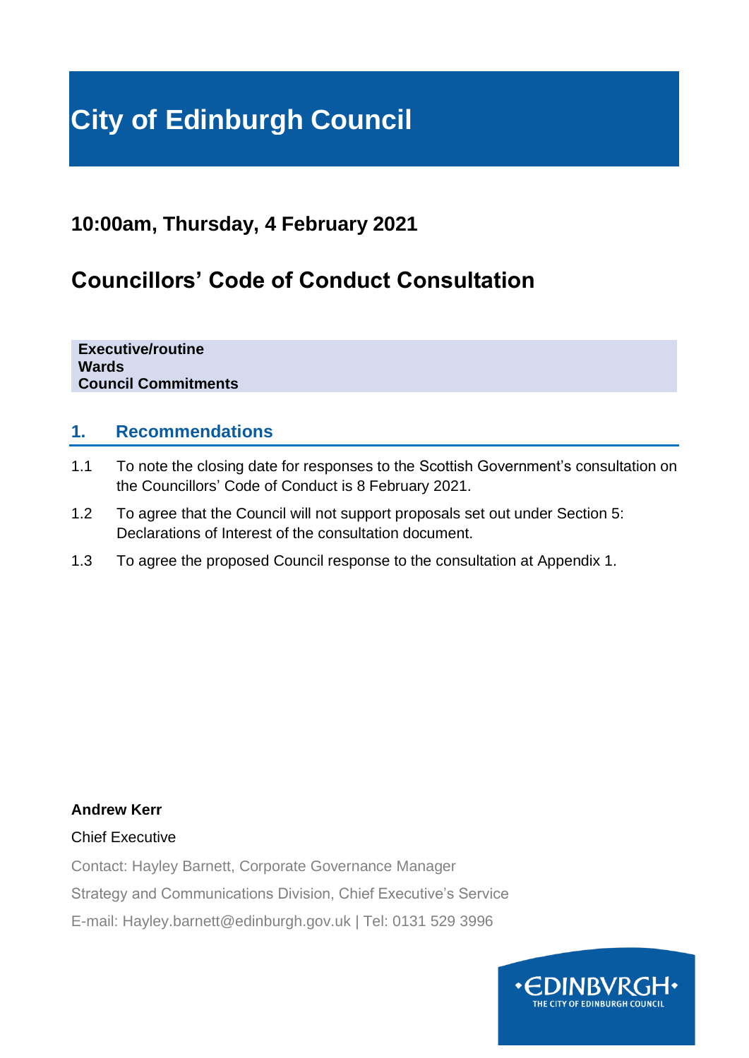# City of Edinburgh Council

## 10:00am, Thursday, 4 February 2021

## Councillors' Code of Conduct Consultation

**Executive/routine**
**Wards**
**Council Commitments**

### 1. Recommendations

1.1 To note the closing date for responses to the Scottish Government's consultation on the Councillors' Code of Conduct is 8 February 2021.

1.2 To agree that the Council will not support proposals set out under Section 5: Declarations of Interest of the consultation document.

1.3 To agree the proposed Council response to the consultation at Appendix 1.

**Andrew Kerr**

Chief Executive

Contact: Hayley Barnett, Corporate Governance Manager

Strategy and Communications Division, Chief Executive's Service

E-mail: Hayley.barnett@edinburgh.gov.uk | Tel: 0131 529 3996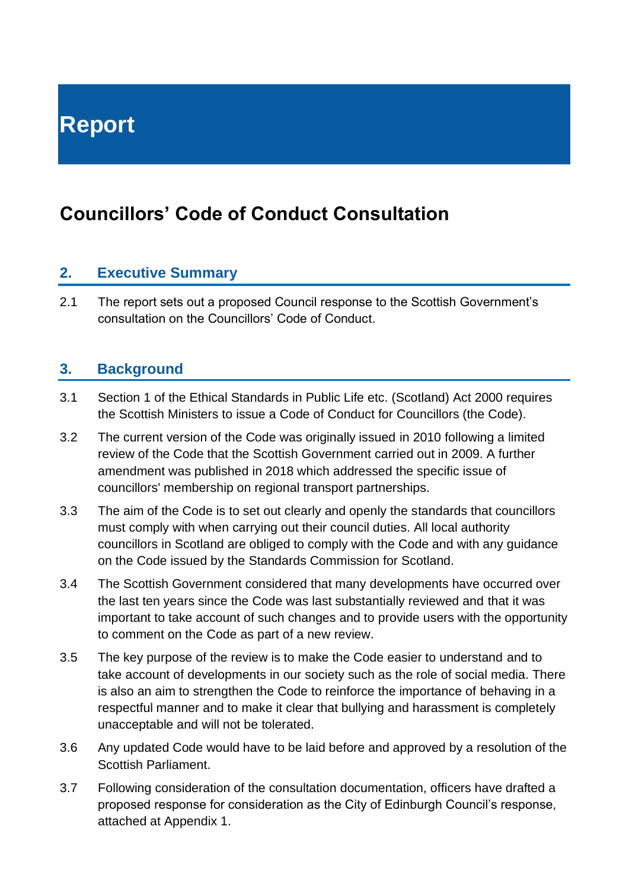# Report

## Councillors' Code of Conduct Consultation

### 2. Executive Summary

2.1 The report sets out a proposed Council response to the Scottish Government's consultation on the Councillors' Code of Conduct.

### 3. Background

3.1 Section 1 of the Ethical Standards in Public Life etc. (Scotland) Act 2000 requires the Scottish Ministers to issue a Code of Conduct for Councillors (the Code).

3.2 The current version of the Code was originally issued in 2010 following a limited review of the Code that the Scottish Government carried out in 2009. A further amendment was published in 2018 which addressed the specific issue of councillors' membership on regional transport partnerships.

3.3 The aim of the Code is to set out clearly and openly the standards that councillors must comply with when carrying out their council duties. All local authority councillors in Scotland are obliged to comply with the Code and with any guidance on the Code issued by the Standards Commission for Scotland.

3.4 The Scottish Government considered that many developments have occurred over the last ten years since the Code was last substantially reviewed and that it was important to take account of such changes and to provide users with the opportunity to comment on the Code as part of a new review.

3.5 The key purpose of the review is to make the Code easier to understand and to take account of developments in our society such as the role of social media. There is also an aim to strengthen the Code to reinforce the importance of behaving in a respectful manner and to make it clear that bullying and harassment is completely unacceptable and will not be tolerated.

3.6 Any updated Code would have to be laid before and approved by a resolution of the Scottish Parliament.

3.7 Following consideration of the consultation documentation, officers have drafted a proposed response for consideration as the City of Edinburgh Council's response, attached at Appendix 1.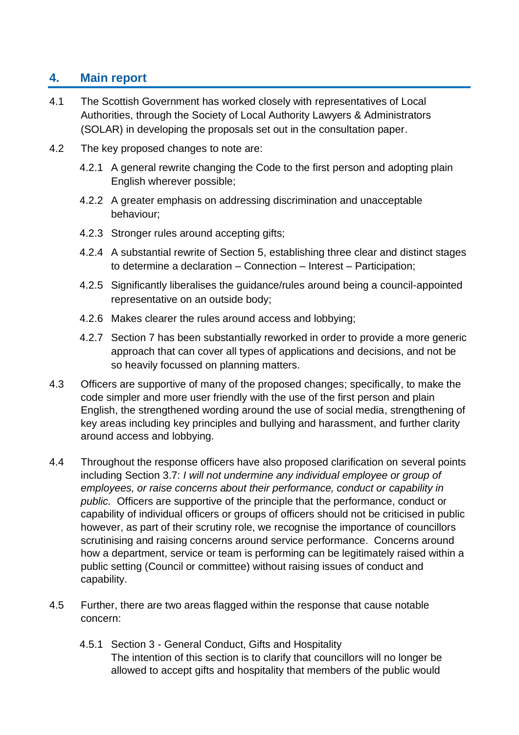## 4. Main report

4.1 The Scottish Government has worked closely with representatives of Local Authorities, through the Society of Local Authority Lawyers & Administrators (SOLAR) in developing the proposals set out in the consultation paper.

4.2 The key proposed changes to note are:

4.2.1 A general rewrite changing the Code to the first person and adopting plain English wherever possible;

4.2.2 A greater emphasis on addressing discrimination and unacceptable behaviour;

4.2.3 Stronger rules around accepting gifts;

4.2.4 A substantial rewrite of Section 5, establishing three clear and distinct stages to determine a declaration – Connection – Interest – Participation;

4.2.5 Significantly liberalises the guidance/rules around being a council-appointed representative on an outside body;

4.2.6 Makes clearer the rules around access and lobbying;

4.2.7 Section 7 has been substantially reworked in order to provide a more generic approach that can cover all types of applications and decisions, and not be so heavily focussed on planning matters.

4.3 Officers are supportive of many of the proposed changes; specifically, to make the code simpler and more user friendly with the use of the first person and plain English, the strengthened wording around the use of social media, strengthening of key areas including key principles and bullying and harassment, and further clarity around access and lobbying.

4.4 Throughout the response officers have also proposed clarification on several points including Section 3.7: *I will not undermine any individual employee or group of employees, or raise concerns about their performance, conduct or capability in public.* Officers are supportive of the principle that the performance, conduct or capability of individual officers or groups of officers should not be criticised in public however, as part of their scrutiny role, we recognise the importance of councillors scrutinising and raising concerns around service performance. Concerns around how a department, service or team is performing can be legitimately raised within a public setting (Council or committee) without raising issues of conduct and capability.

4.5 Further, there are two areas flagged within the response that cause notable concern:

4.5.1 Section 3 - General Conduct, Gifts and Hospitality
The intention of this section is to clarify that councillors will no longer be allowed to accept gifts and hospitality that members of the public would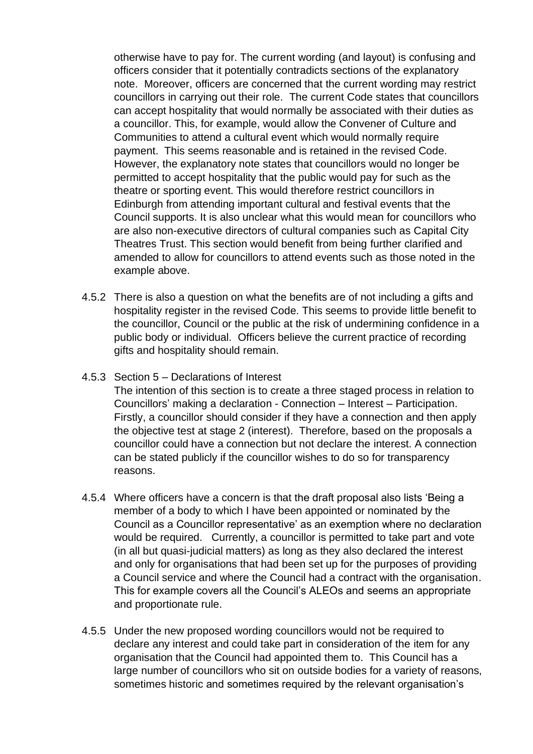otherwise have to pay for. The current wording (and layout) is confusing and officers consider that it potentially contradicts sections of the explanatory note. Moreover, officers are concerned that the current wording may restrict councillors in carrying out their role. The current Code states that councillors can accept hospitality that would normally be associated with their duties as a councillor. This, for example, would allow the Convener of Culture and Communities to attend a cultural event which would normally require payment. This seems reasonable and is retained in the revised Code. However, the explanatory note states that councillors would no longer be permitted to accept hospitality that the public would pay for such as the theatre or sporting event. This would therefore restrict councillors in Edinburgh from attending important cultural and festival events that the Council supports. It is also unclear what this would mean for councillors who are also non-executive directors of cultural companies such as Capital City Theatres Trust. This section would benefit from being further clarified and amended to allow for councillors to attend events such as those noted in the example above.

4.5.2 There is also a question on what the benefits are of not including a gifts and hospitality register in the revised Code. This seems to provide little benefit to the councillor, Council or the public at the risk of undermining confidence in a public body or individual. Officers believe the current practice of recording gifts and hospitality should remain.

4.5.3 Section 5 – Declarations of Interest

The intention of this section is to create a three staged process in relation to Councillors' making a declaration - Connection – Interest – Participation. Firstly, a councillor should consider if they have a connection and then apply the objective test at stage 2 (interest). Therefore, based on the proposals a councillor could have a connection but not declare the interest. A connection can be stated publicly if the councillor wishes to do so for transparency reasons.

4.5.4 Where officers have a concern is that the draft proposal also lists 'Being a member of a body to which I have been appointed or nominated by the Council as a Councillor representative' as an exemption where no declaration would be required. Currently, a councillor is permitted to take part and vote (in all but quasi-judicial matters) as long as they also declared the interest and only for organisations that had been set up for the purposes of providing a Council service and where the Council had a contract with the organisation. This for example covers all the Council's ALEOs and seems an appropriate and proportionate rule.

4.5.5 Under the new proposed wording councillors would not be required to declare any interest and could take part in consideration of the item for any organisation that the Council had appointed them to. This Council has a large number of councillors who sit on outside bodies for a variety of reasons, sometimes historic and sometimes required by the relevant organisation's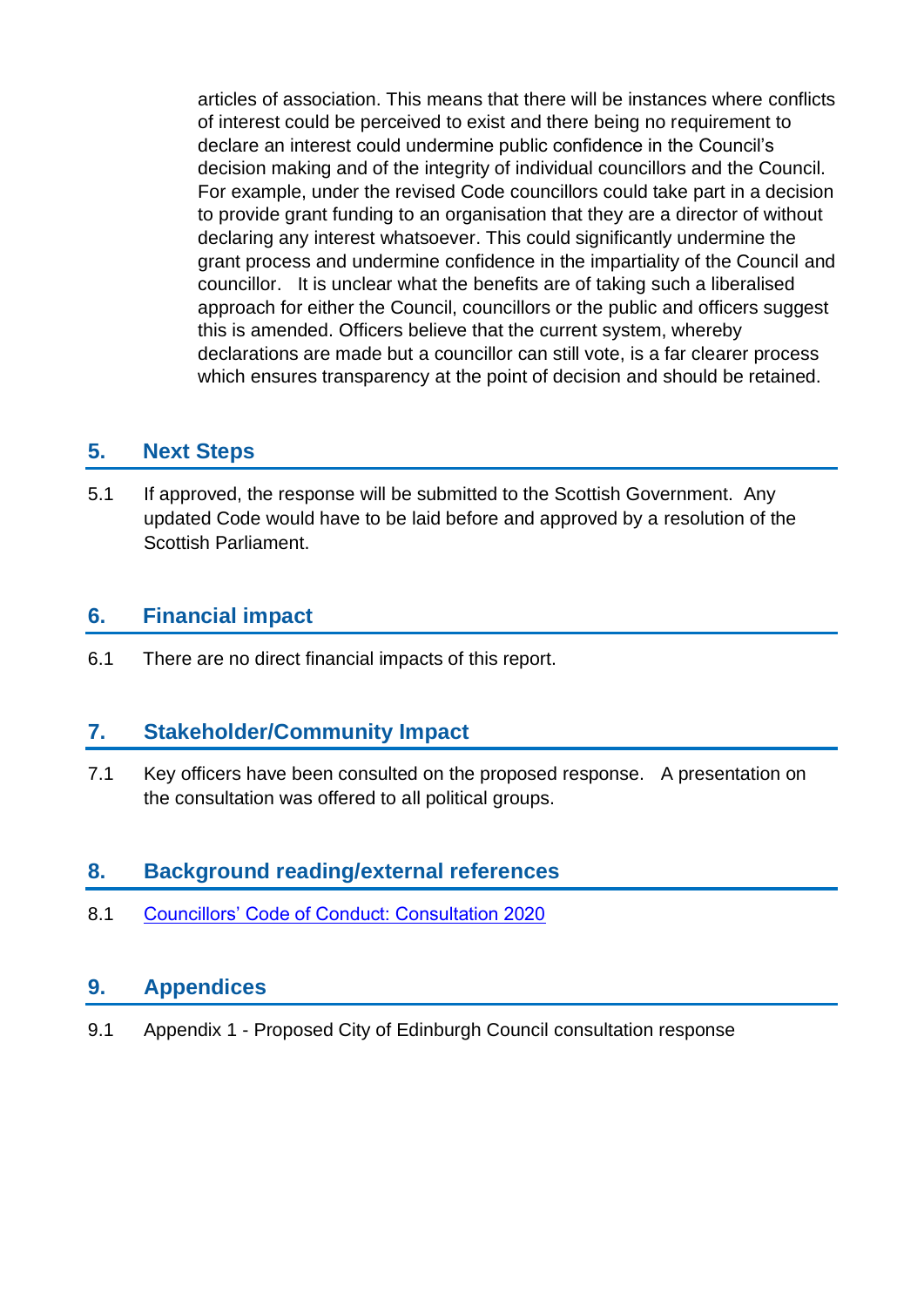articles of association. This means that there will be instances where conflicts of interest could be perceived to exist and there being no requirement to declare an interest could undermine public confidence in the Council's decision making and of the integrity of individual councillors and the Council. For example, under the revised Code councillors could take part in a decision to provide grant funding to an organisation that they are a director of without declaring any interest whatsoever. This could significantly undermine the grant process and undermine confidence in the impartiality of the Council and councillor. It is unclear what the benefits are of taking such a liberalised approach for either the Council, councillors or the public and officers suggest this is amended. Officers believe that the current system, whereby declarations are made but a councillor can still vote, is a far clearer process which ensures transparency at the point of decision and should be retained.

## 5. Next Steps

5.1 If approved, the response will be submitted to the Scottish Government. Any updated Code would have to be laid before and approved by a resolution of the Scottish Parliament.

## 6. Financial impact

6.1 There are no direct financial impacts of this report.

## 7. Stakeholder/Community Impact

7.1 Key officers have been consulted on the proposed response. A presentation on the consultation was offered to all political groups.

## 8. Background reading/external references

8.1 Councillors' Code of Conduct: Consultation 2020

## 9. Appendices

9.1 Appendix 1 - Proposed City of Edinburgh Council consultation response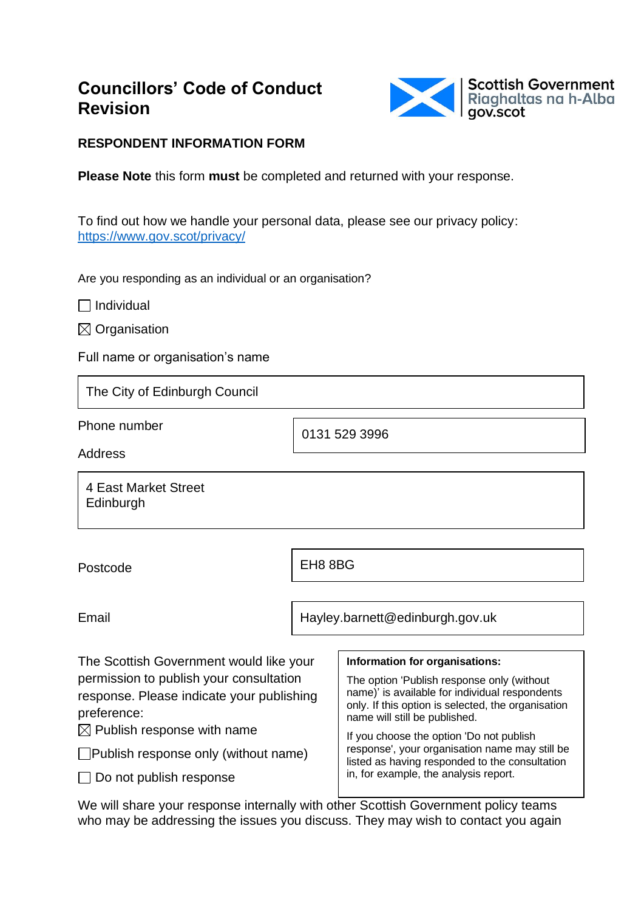# Councillors' Code of Conduct Revision

Scottish Government
Riaghaltas na h-Alba
gov.scot

**RESPONDENT INFORMATION FORM**

**Please Note** this form **must** be completed and returned with your response.

To find out how we handle your personal data, please see our privacy policy: https://www.gov.scot/privacy/

Are you responding as an individual or an organisation?

☐ Individual

☒ Organisation

Full name or organisation's name

| The City of Edinburgh Council |
|---|

Phone number: 0131 529 3996

Address

4 East Market Street
Edinburgh

Postcode: EH8 8BG

Email: Hayley.barnett@edinburgh.gov.uk

The Scottish Government would like your permission to publish your consultation response. Please indicate your publishing preference:

☒ Publish response with name

☐ Publish response only (without name)

☐ Do not publish response

> **Information for organisations:**
>
> The option 'Publish response only (without name)' is available for individual respondents only. If this option is selected, the organisation name will still be published.
>
> If you choose the option 'Do not publish response', your organisation name may still be listed as having responded to the consultation in, for example, the analysis report.

We will share your response internally with other Scottish Government policy teams who may be addressing the issues you discuss. They may wish to contact you again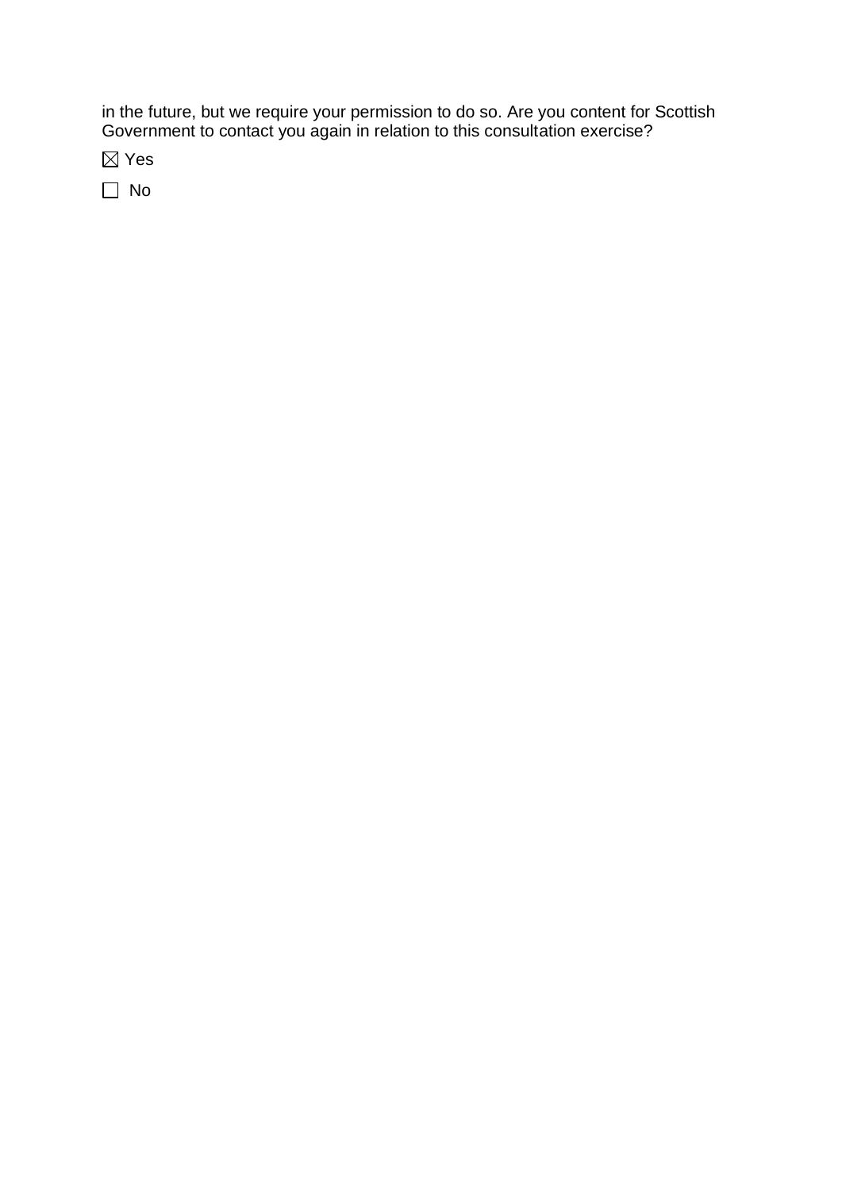in the future, but we require your permission to do so. Are you content for Scottish Government to contact you again in relation to this consultation exercise?

☒ Yes

☐ No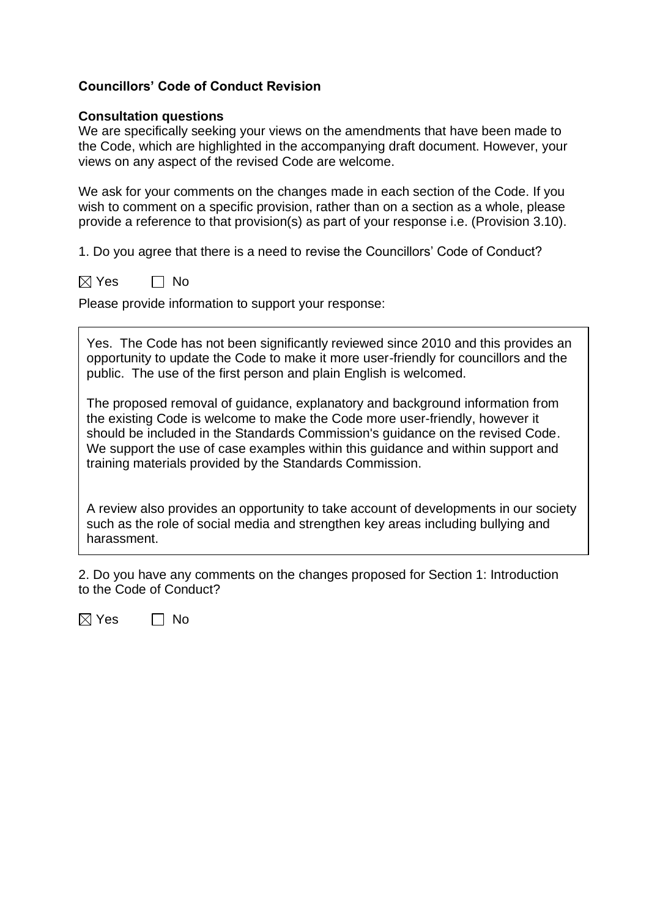**Councillors' Code of Conduct Revision**

**Consultation questions**

We are specifically seeking your views on the amendments that have been made to the Code, which are highlighted in the accompanying draft document. However, your views on any aspect of the revised Code are welcome.

We ask for your comments on the changes made in each section of the Code. If you wish to comment on a specific provision, rather than on a section as a whole, please provide a reference to that provision(s) as part of your response i.e. (Provision 3.10).

1. Do you agree that there is a need to revise the Councillors' Code of Conduct?

☒ Yes ☐ No

Please provide information to support your response:

Yes. The Code has not been significantly reviewed since 2010 and this provides an opportunity to update the Code to make it more user-friendly for councillors and the public. The use of the first person and plain English is welcomed.

The proposed removal of guidance, explanatory and background information from the existing Code is welcome to make the Code more user-friendly, however it should be included in the Standards Commission's guidance on the revised Code. We support the use of case examples within this guidance and within support and training materials provided by the Standards Commission.

A review also provides an opportunity to take account of developments in our society such as the role of social media and strengthen key areas including bullying and harassment.

2. Do you have any comments on the changes proposed for Section 1: Introduction to the Code of Conduct?

☒ Yes ☐ No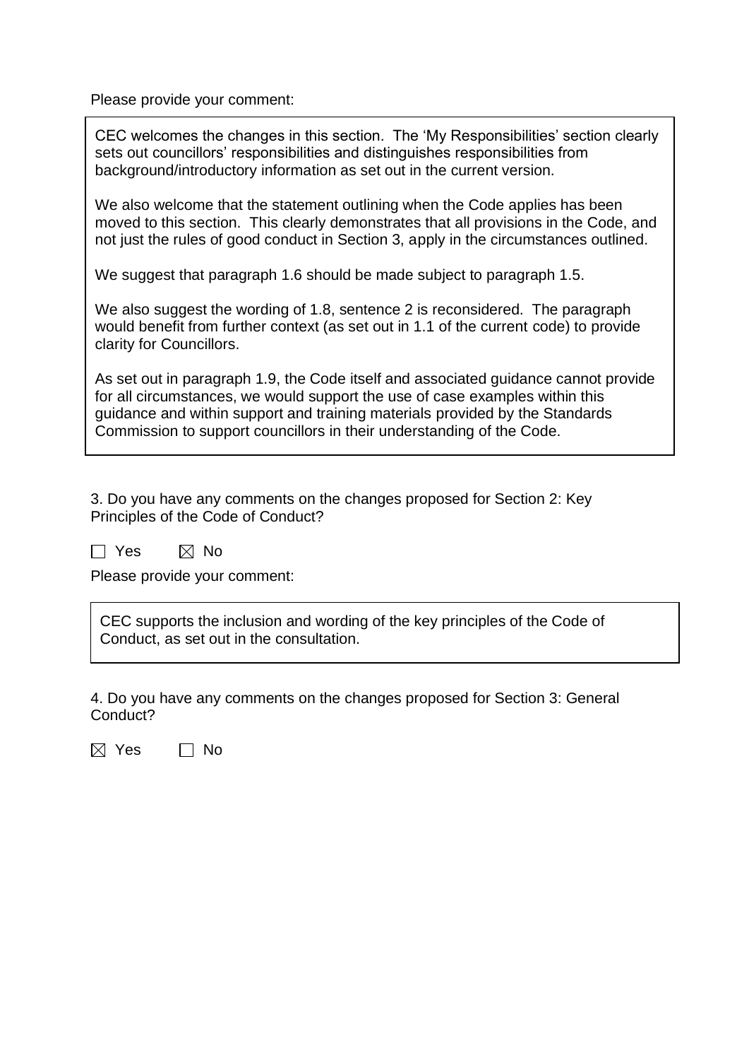Please provide your comment:

> CEC welcomes the changes in this section. The 'My Responsibilities' section clearly sets out councillors' responsibilities and distinguishes responsibilities from background/introductory information as set out in the current version.
>
> We also welcome that the statement outlining when the Code applies has been moved to this section. This clearly demonstrates that all provisions in the Code, and not just the rules of good conduct in Section 3, apply in the circumstances outlined.
>
> We suggest that paragraph 1.6 should be made subject to paragraph 1.5.
>
> We also suggest the wording of 1.8, sentence 2 is reconsidered. The paragraph would benefit from further context (as set out in 1.1 of the current code) to provide clarity for Councillors.
>
> As set out in paragraph 1.9, the Code itself and associated guidance cannot provide for all circumstances, we would support the use of case examples within this guidance and within support and training materials provided by the Standards Commission to support councillors in their understanding of the Code.

3. Do you have any comments on the changes proposed for Section 2: Key Principles of the Code of Conduct?

☐ Yes ☒ No

Please provide your comment:

> CEC supports the inclusion and wording of the key principles of the Code of Conduct, as set out in the consultation.

4. Do you have any comments on the changes proposed for Section 3: General Conduct?

☒ Yes ☐ No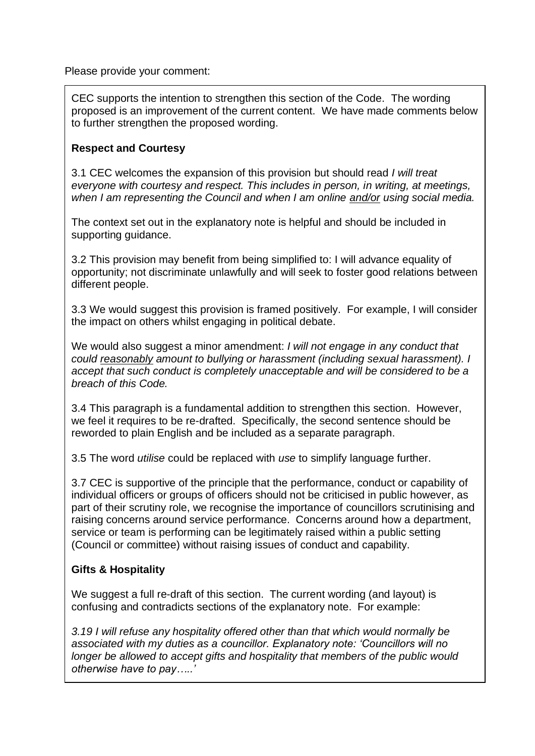Please provide your comment:

CEC supports the intention to strengthen this section of the Code. The wording proposed is an improvement of the current content. We have made comments below to further strengthen the proposed wording.

**Respect and Courtesy**

3.1 CEC welcomes the expansion of this provision but should read *I will treat everyone with courtesy and respect. This includes in person, in writing, at meetings, when I am representing the Council and when I am online <u>and/or</u> using social media.*

The context set out in the explanatory note is helpful and should be included in supporting guidance.

3.2 This provision may benefit from being simplified to: I will advance equality of opportunity; not discriminate unlawfully and will seek to foster good relations between different people.

3.3 We would suggest this provision is framed positively. For example, I will consider the impact on others whilst engaging in political debate.

We would also suggest a minor amendment: *I will not engage in any conduct that could <u>reasonably</u> amount to bullying or harassment (including sexual harassment). I accept that such conduct is completely unacceptable and will be considered to be a breach of this Code.*

3.4 This paragraph is a fundamental addition to strengthen this section. However, we feel it requires to be re-drafted. Specifically, the second sentence should be reworded to plain English and be included as a separate paragraph.

3.5 The word *utilise* could be replaced with *use* to simplify language further.

3.7 CEC is supportive of the principle that the performance, conduct or capability of individual officers or groups of officers should not be criticised in public however, as part of their scrutiny role, we recognise the importance of councillors scrutinising and raising concerns around service performance. Concerns around how a department, service or team is performing can be legitimately raised within a public setting (Council or committee) without raising issues of conduct and capability.

**Gifts & Hospitality**

We suggest a full re-draft of this section. The current wording (and layout) is confusing and contradicts sections of the explanatory note. For example:

*3.19 I will refuse any hospitality offered other than that which would normally be associated with my duties as a councillor. Explanatory note: 'Councillors will no longer be allowed to accept gifts and hospitality that members of the public would otherwise have to pay…..'*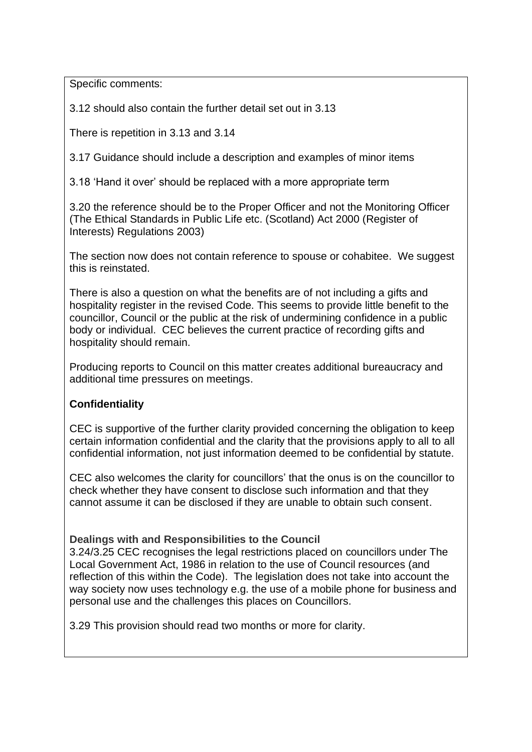Specific comments:

3.12 should also contain the further detail set out in 3.13

There is repetition in 3.13 and 3.14

3.17 Guidance should include a description and examples of minor items

3.18 'Hand it over' should be replaced with a more appropriate term

3.20 the reference should be to the Proper Officer and not the Monitoring Officer (The Ethical Standards in Public Life etc. (Scotland) Act 2000 (Register of Interests) Regulations 2003)

The section now does not contain reference to spouse or cohabitee. We suggest this is reinstated.

There is also a question on what the benefits are of not including a gifts and hospitality register in the revised Code. This seems to provide little benefit to the councillor, Council or the public at the risk of undermining confidence in a public body or individual. CEC believes the current practice of recording gifts and hospitality should remain.

Producing reports to Council on this matter creates additional bureaucracy and additional time pressures on meetings.

**Confidentiality**

CEC is supportive of the further clarity provided concerning the obligation to keep certain information confidential and the clarity that the provisions apply to all to all confidential information, not just information deemed to be confidential by statute.

CEC also welcomes the clarity for councillors' that the onus is on the councillor to check whether they have consent to disclose such information and that they cannot assume it can be disclosed if they are unable to obtain such consent.

**Dealings with and Responsibilities to the Council**

3.24/3.25 CEC recognises the legal restrictions placed on councillors under The Local Government Act, 1986 in relation to the use of Council resources (and reflection of this within the Code). The legislation does not take into account the way society now uses technology e.g. the use of a mobile phone for business and personal use and the challenges this places on Councillors.

3.29 This provision should read two months or more for clarity.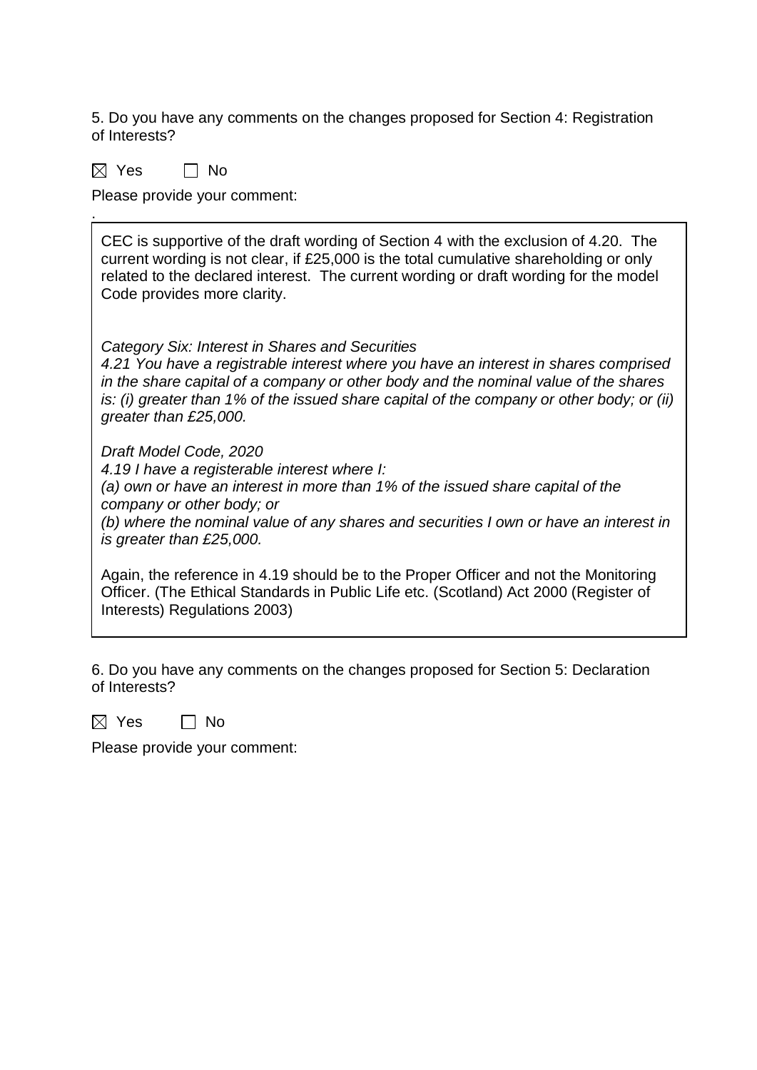5. Do you have any comments on the changes proposed for Section 4: Registration of Interests?

☒ Yes ☐ No

Please provide your comment:

.

CEC is supportive of the draft wording of Section 4 with the exclusion of 4.20. The current wording is not clear, if £25,000 is the total cumulative shareholding or only related to the declared interest. The current wording or draft wording for the model Code provides more clarity.

*Category Six: Interest in Shares and Securities*
*4.21 You have a registrable interest where you have an interest in shares comprised in the share capital of a company or other body and the nominal value of the shares is: (i) greater than 1% of the issued share capital of the company or other body; or (ii) greater than £25,000.*

*Draft Model Code, 2020*
*4.19 I have a registerable interest where I:*
*(a) own or have an interest in more than 1% of the issued share capital of the company or other body; or*
*(b) where the nominal value of any shares and securities I own or have an interest in is greater than £25,000.*

Again, the reference in 4.19 should be to the Proper Officer and not the Monitoring Officer. (The Ethical Standards in Public Life etc. (Scotland) Act 2000 (Register of Interests) Regulations 2003)

6. Do you have any comments on the changes proposed for Section 5: Declaration of Interests?

☒ Yes ☐ No

Please provide your comment: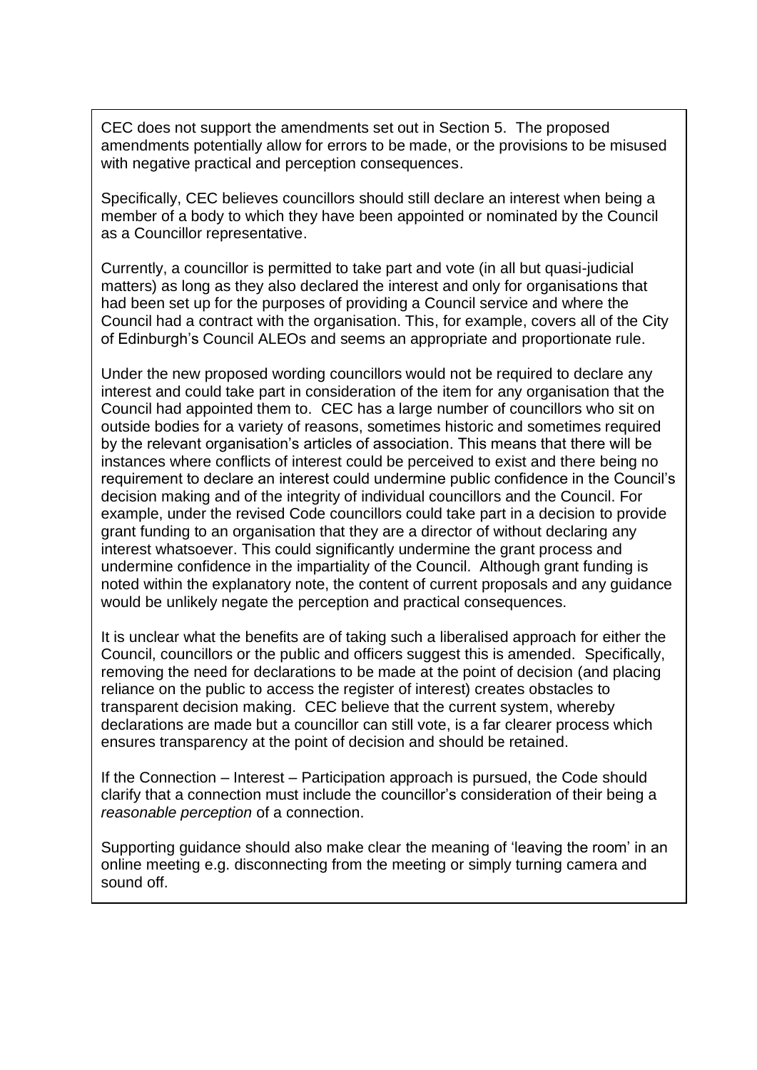CEC does not support the amendments set out in Section 5. The proposed amendments potentially allow for errors to be made, or the provisions to be misused with negative practical and perception consequences.

Specifically, CEC believes councillors should still declare an interest when being a member of a body to which they have been appointed or nominated by the Council as a Councillor representative.

Currently, a councillor is permitted to take part and vote (in all but quasi-judicial matters) as long as they also declared the interest and only for organisations that had been set up for the purposes of providing a Council service and where the Council had a contract with the organisation. This, for example, covers all of the City of Edinburgh's Council ALEOs and seems an appropriate and proportionate rule.

Under the new proposed wording councillors would not be required to declare any interest and could take part in consideration of the item for any organisation that the Council had appointed them to. CEC has a large number of councillors who sit on outside bodies for a variety of reasons, sometimes historic and sometimes required by the relevant organisation's articles of association. This means that there will be instances where conflicts of interest could be perceived to exist and there being no requirement to declare an interest could undermine public confidence in the Council's decision making and of the integrity of individual councillors and the Council. For example, under the revised Code councillors could take part in a decision to provide grant funding to an organisation that they are a director of without declaring any interest whatsoever. This could significantly undermine the grant process and undermine confidence in the impartiality of the Council. Although grant funding is noted within the explanatory note, the content of current proposals and any guidance would be unlikely negate the perception and practical consequences.

It is unclear what the benefits are of taking such a liberalised approach for either the Council, councillors or the public and officers suggest this is amended. Specifically, removing the need for declarations to be made at the point of decision (and placing reliance on the public to access the register of interest) creates obstacles to transparent decision making. CEC believe that the current system, whereby declarations are made but a councillor can still vote, is a far clearer process which ensures transparency at the point of decision and should be retained.

If the Connection – Interest – Participation approach is pursued, the Code should clarify that a connection must include the councillor's consideration of their being a *reasonable perception* of a connection.

Supporting guidance should also make clear the meaning of 'leaving the room' in an online meeting e.g. disconnecting from the meeting or simply turning camera and sound off.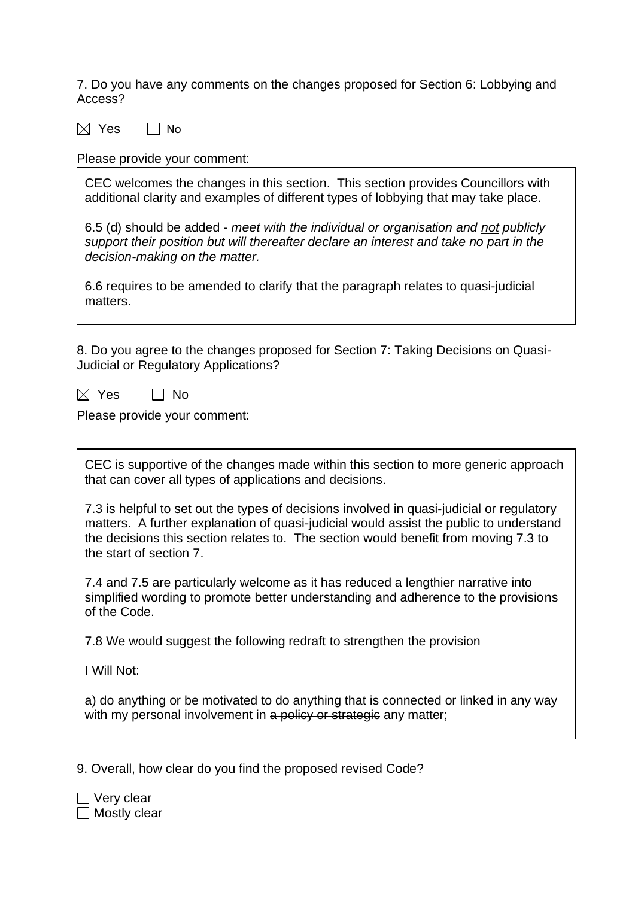7. Do you have any comments on the changes proposed for Section 6: Lobbying and Access?

☒ Yes ☐ No

Please provide your comment:

CEC welcomes the changes in this section. This section provides Councillors with additional clarity and examples of different types of lobbying that may take place.

6.5 (d) should be added - *meet with the individual or organisation and <u>not</u> publicly support their position but will thereafter declare an interest and take no part in the decision-making on the matter.*

6.6 requires to be amended to clarify that the paragraph relates to quasi-judicial matters.

8. Do you agree to the changes proposed for Section 7: Taking Decisions on Quasi-Judicial or Regulatory Applications?

☒ Yes ☐ No

Please provide your comment:

CEC is supportive of the changes made within this section to more generic approach that can cover all types of applications and decisions.

7.3 is helpful to set out the types of decisions involved in quasi-judicial or regulatory matters. A further explanation of quasi-judicial would assist the public to understand the decisions this section relates to. The section would benefit from moving 7.3 to the start of section 7.

7.4 and 7.5 are particularly welcome as it has reduced a lengthier narrative into simplified wording to promote better understanding and adherence to the provisions of the Code.

7.8 We would suggest the following redraft to strengthen the provision

I Will Not:

a) do anything or be motivated to do anything that is connected or linked in any way with my personal involvement in ~~a policy or strategic~~ any matter;

9. Overall, how clear do you find the proposed revised Code?

☐ Very clear
☐ Mostly clear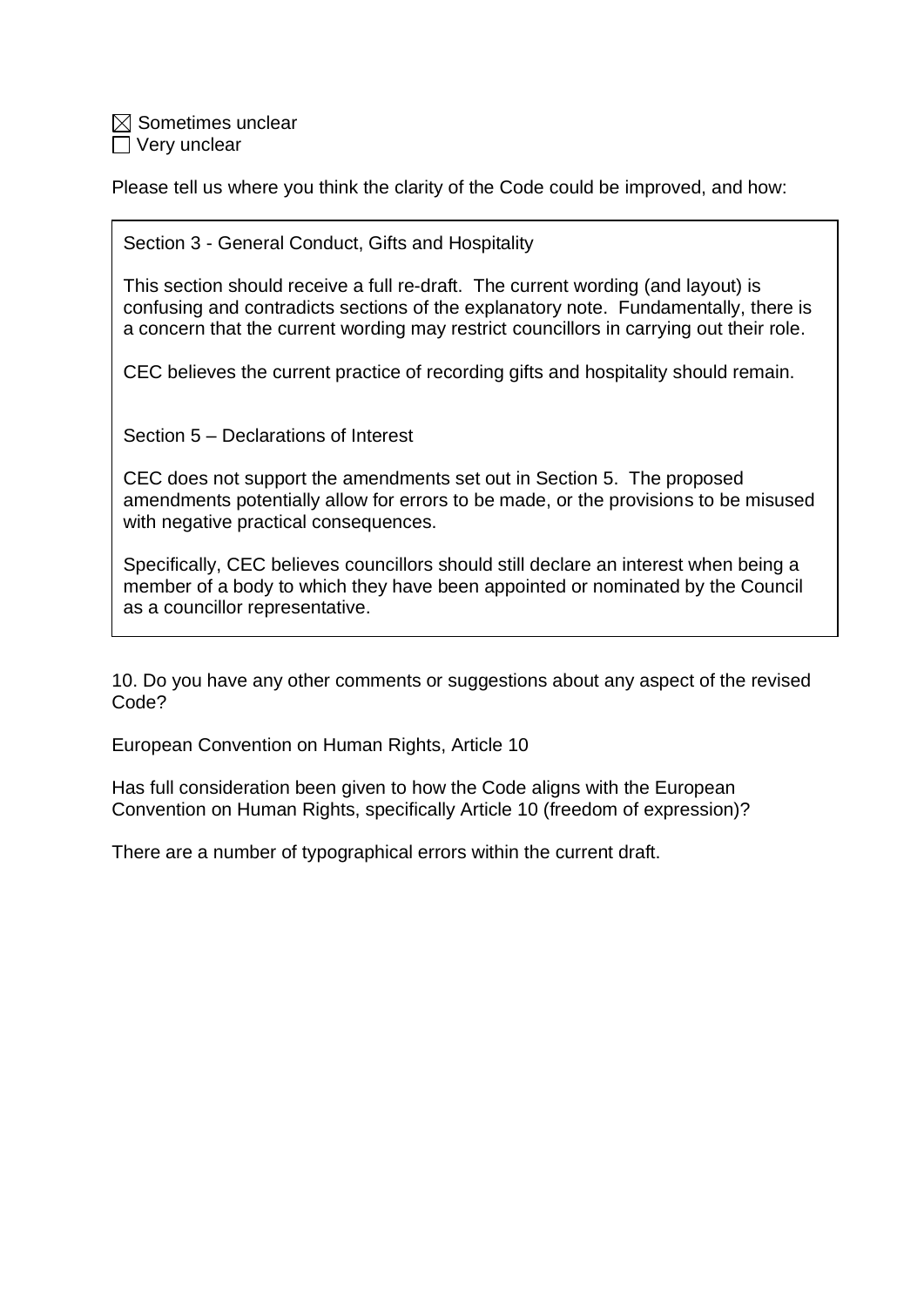☒ Sometimes unclear
☐ Very unclear

Please tell us where you think the clarity of the Code could be improved, and how:

> Section 3 - General Conduct, Gifts and Hospitality
>
> This section should receive a full re-draft. The current wording (and layout) is confusing and contradicts sections of the explanatory note. Fundamentally, there is a concern that the current wording may restrict councillors in carrying out their role.
>
> CEC believes the current practice of recording gifts and hospitality should remain.
>
> Section 5 – Declarations of Interest
>
> CEC does not support the amendments set out in Section 5. The proposed amendments potentially allow for errors to be made, or the provisions to be misused with negative practical consequences.
>
> Specifically, CEC believes councillors should still declare an interest when being a member of a body to which they have been appointed or nominated by the Council as a councillor representative.

10. Do you have any other comments or suggestions about any aspect of the revised Code?

European Convention on Human Rights, Article 10

Has full consideration been given to how the Code aligns with the European Convention on Human Rights, specifically Article 10 (freedom of expression)?

There are a number of typographical errors within the current draft.